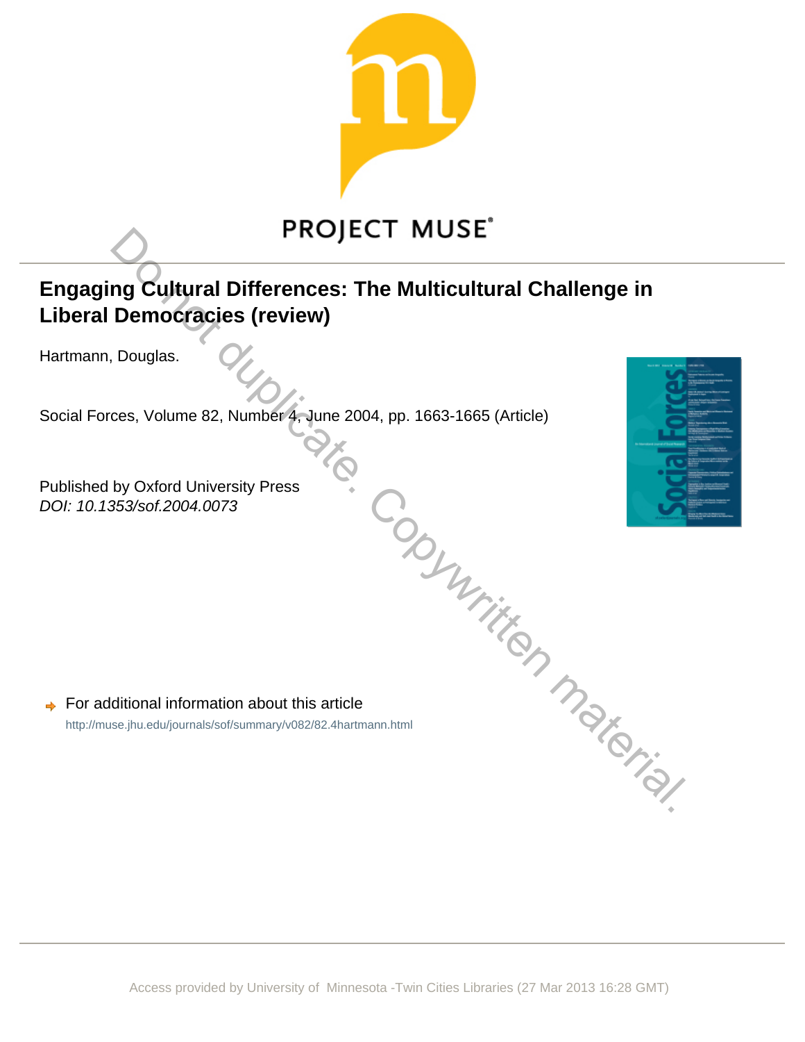PROJECT MUSE

# Engaging Cultural Differences: The Multicultural Challenge in Liberal Democracies (review)

Hartmann, Douglas.

Social Forces, Volume 82, Number 4, June 2004, pp. 1663-1665 (Article)

Published by Oxford University Press
*DOI: 10.1353/sof.2004.0073*

Do not duplicate. Copywritten material.

For additional information about this article
http://muse.jhu.edu/journals/sof/summary/v082/82.4hartmann.html

Access provided by University of Minnesota -Twin Cities Libraries (27 Mar 2013 16:28 GMT)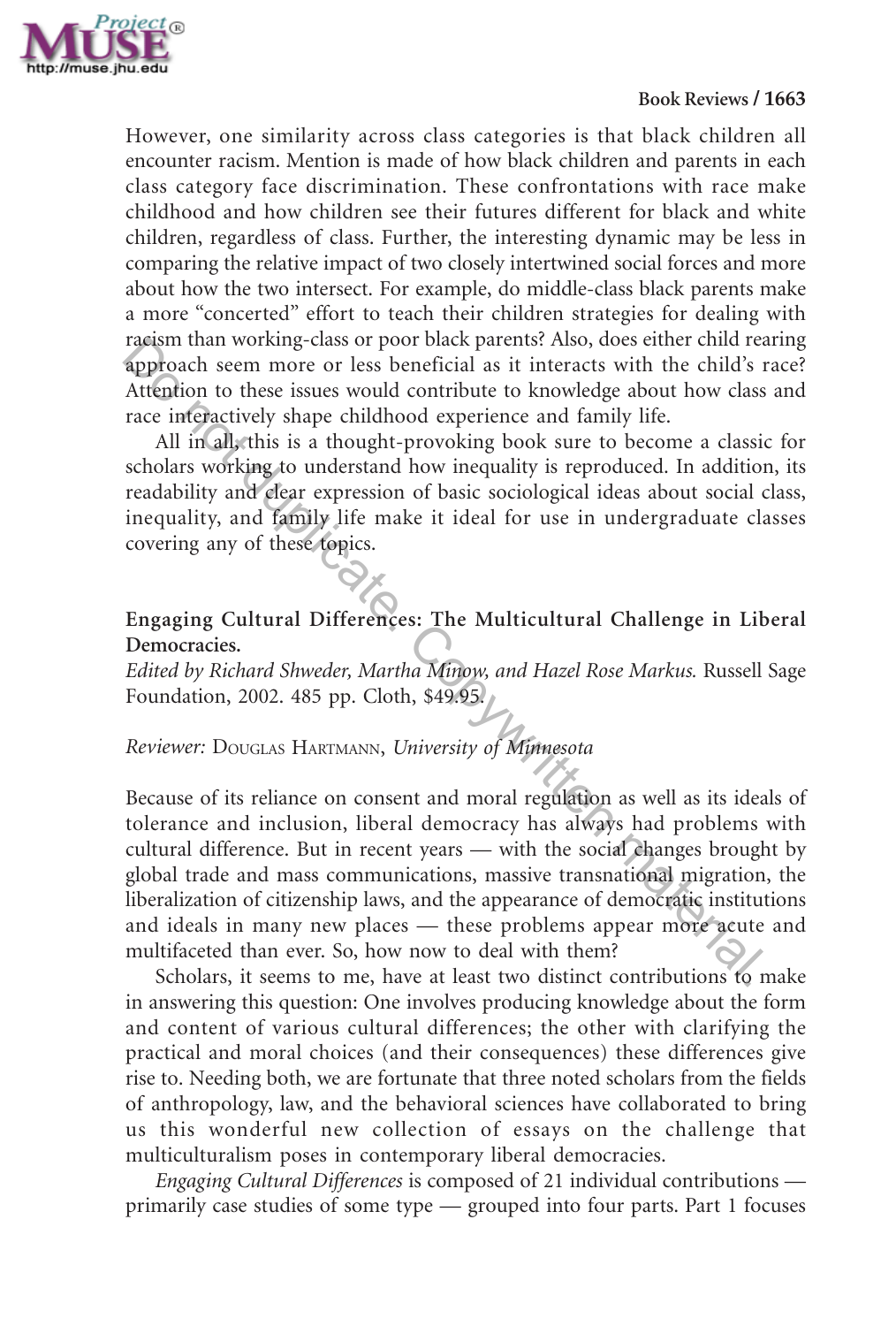However, one similarity across class categories is that black children all encounter racism. Mention is made of how black children and parents in each class category face discrimination. These confrontations with race make childhood and how children see their futures different for black and white children, regardless of class. Further, the interesting dynamic may be less in comparing the relative impact of two closely intertwined social forces and more about how the two intersect. For example, do middle-class black parents make a more "concerted" effort to teach their children strategies for dealing with racism than working-class or poor black parents? Also, does either child rearing approach seem more or less beneficial as it interacts with the child's race? Attention to these issues would contribute to knowledge about how class and race interactively shape childhood experience and family life.

All in all, this is a thought-provoking book sure to become a classic for scholars working to understand how inequality is reproduced. In addition, its readability and clear expression of basic sociological ideas about social class, inequality, and family life make it ideal for use in undergraduate classes covering any of these topics.

**Engaging Cultural Differences: The Multicultural Challenge in Liberal Democracies.**

*Edited by Richard Shweder, Martha Minow, and Hazel Rose Markus.* Russell Sage Foundation, 2002. 485 pp. Cloth, $49.95.

*Reviewer:* Douglas Hartmann, *University of Minnesota*

Because of its reliance on consent and moral regulation as well as its ideals of tolerance and inclusion, liberal democracy has always had problems with cultural difference. But in recent years — with the social changes brought by global trade and mass communications, massive transnational migration, the liberalization of citizenship laws, and the appearance of democratic institutions and ideals in many new places — these problems appear more acute and multifaceted than ever. So, how now to deal with them?

Scholars, it seems to me, have at least two distinct contributions to make in answering this question: One involves producing knowledge about the form and content of various cultural differences; the other with clarifying the practical and moral choices (and their consequences) these differences give rise to. Needing both, we are fortunate that three noted scholars from the fields of anthropology, law, and the behavioral sciences have collaborated to bring us this wonderful new collection of essays on the challenge that multiculturalism poses in contemporary liberal democracies.

*Engaging Cultural Differences* is composed of 21 individual contributions — primarily case studies of some type — grouped into four parts. Part 1 focuses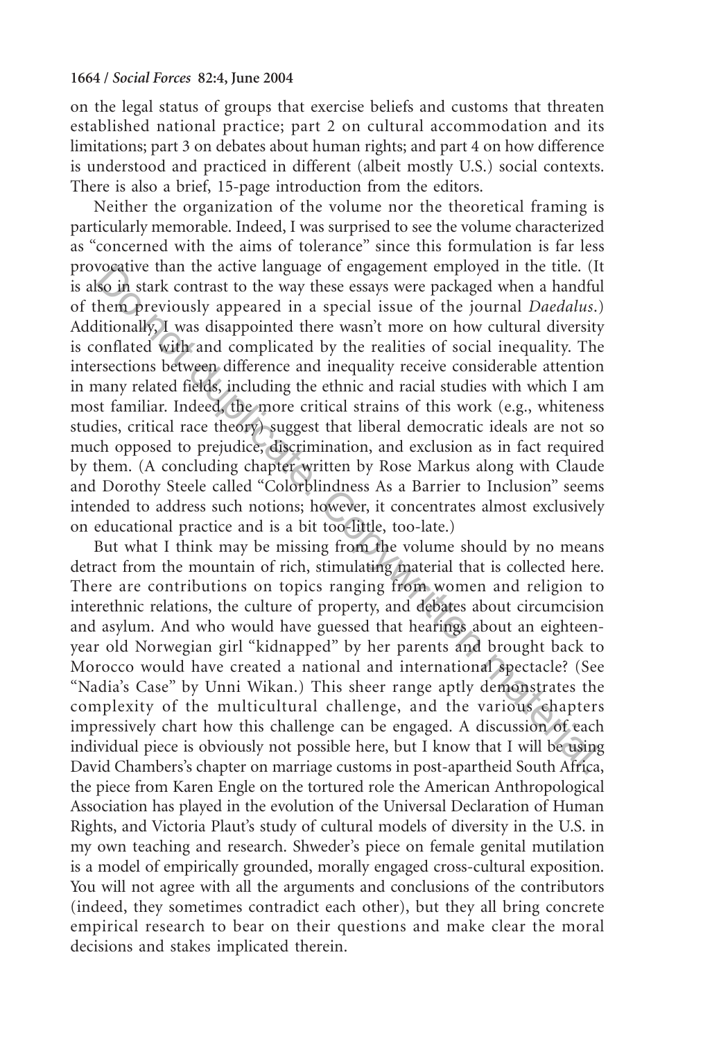on the legal status of groups that exercise beliefs and customs that threaten established national practice; part 2 on cultural accommodation and its limitations; part 3 on debates about human rights; and part 4 on how difference is understood and practiced in different (albeit mostly U.S.) social contexts. There is also a brief, 15-page introduction from the editors.

Neither the organization of the volume nor the theoretical framing is particularly memorable. Indeed, I was surprised to see the volume characterized as "concerned with the aims of tolerance" since this formulation is far less provocative than the active language of engagement employed in the title. (It is also in stark contrast to the way these essays were packaged when a handful of them previously appeared in a special issue of the journal *Daedalus*.) Additionally, I was disappointed there wasn't more on how cultural diversity is conflated with and complicated by the realities of social inequality. The intersections between difference and inequality receive considerable attention in many related fields, including the ethnic and racial studies with which I am most familiar. Indeed, the more critical strains of this work (e.g., whiteness studies, critical race theory) suggest that liberal democratic ideals are not so much opposed to prejudice, discrimination, and exclusion as in fact required by them. (A concluding chapter written by Rose Markus along with Claude and Dorothy Steele called "Colorblindness As a Barrier to Inclusion" seems intended to address such notions; however, it concentrates almost exclusively on educational practice and is a bit too-little, too-late.)

But what I think may be missing from the volume should by no means detract from the mountain of rich, stimulating material that is collected here. There are contributions on topics ranging from women and religion to interethnic relations, the culture of property, and debates about circumcision and asylum. And who would have guessed that hearings about an eighteen-year old Norwegian girl "kidnapped" by her parents and brought back to Morocco would have created a national and international spectacle? (See "Nadia's Case" by Unni Wikan.) This sheer range aptly demonstrates the complexity of the multicultural challenge, and the various chapters impressively chart how this challenge can be engaged. A discussion of each individual piece is obviously not possible here, but I know that I will be using David Chambers's chapter on marriage customs in post-apartheid South Africa, the piece from Karen Engle on the tortured role the American Anthropological Association has played in the evolution of the Universal Declaration of Human Rights, and Victoria Plaut's study of cultural models of diversity in the U.S. in my own teaching and research. Shweder's piece on female genital mutilation is a model of empirically grounded, morally engaged cross-cultural exposition. You will not agree with all the arguments and conclusions of the contributors (indeed, they sometimes contradict each other), but they all bring concrete empirical research to bear on their questions and make clear the moral decisions and stakes implicated therein.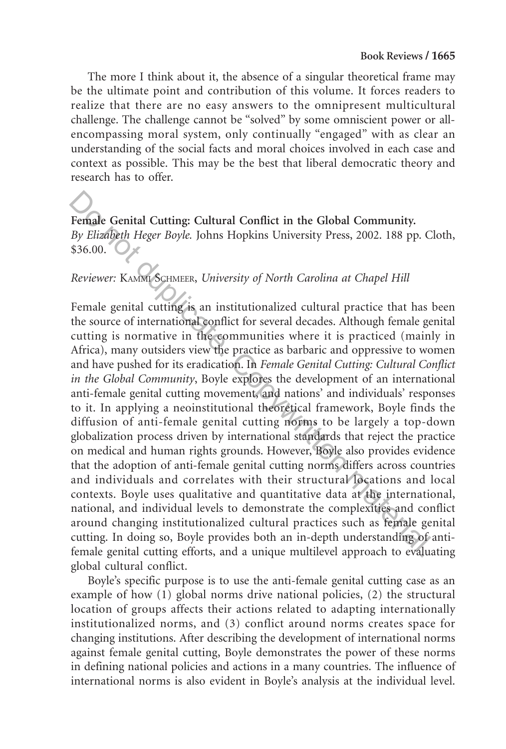The more I think about it, the absence of a singular theoretical frame may be the ultimate point and contribution of this volume. It forces readers to realize that there are no easy answers to the omnipresent multicultural challenge. The challenge cannot be "solved" by some omniscient power or all-encompassing moral system, only continually "engaged" with as clear an understanding of the social facts and moral choices involved in each case and context as possible. This may be the best that liberal democratic theory and research has to offer.

**Female Genital Cutting: Cultural Conflict in the Global Community.**
*By Elizabeth Heger Boyle.* Johns Hopkins University Press, 2002. 188 pp. Cloth, $36.00.

*Reviewer:* Kammi Schmeer, *University of North Carolina at Chapel Hill*

Female genital cutting is an institutionalized cultural practice that has been the source of international conflict for several decades. Although female genital cutting is normative in the communities where it is practiced (mainly in Africa), many outsiders view the practice as barbaric and oppressive to women and have pushed for its eradication. In *Female Genital Cutting: Cultural Conflict in the Global Community*, Boyle explores the development of an international anti-female genital cutting movement, and nations' and individuals' responses to it. In applying a neoinstitutional theoretical framework, Boyle finds the diffusion of anti-female genital cutting norms to be largely a top-down globalization process driven by international standards that reject the practice on medical and human rights grounds. However, Boyle also provides evidence that the adoption of anti-female genital cutting norms differs across countries and individuals and correlates with their structural locations and local contexts. Boyle uses qualitative and quantitative data at the international, national, and individual levels to demonstrate the complexities and conflict around changing institutionalized cultural practices such as female genital cutting. In doing so, Boyle provides both an in-depth understanding of anti-female genital cutting efforts, and a unique multilevel approach to evaluating global cultural conflict.

Boyle's specific purpose is to use the anti-female genital cutting case as an example of how (1) global norms drive national policies, (2) the structural location of groups affects their actions related to adapting internationally institutionalized norms, and (3) conflict around norms creates space for changing institutions. After describing the development of international norms against female genital cutting, Boyle demonstrates the power of these norms in defining national policies and actions in a many countries. The influence of international norms is also evident in Boyle's analysis at the individual level.